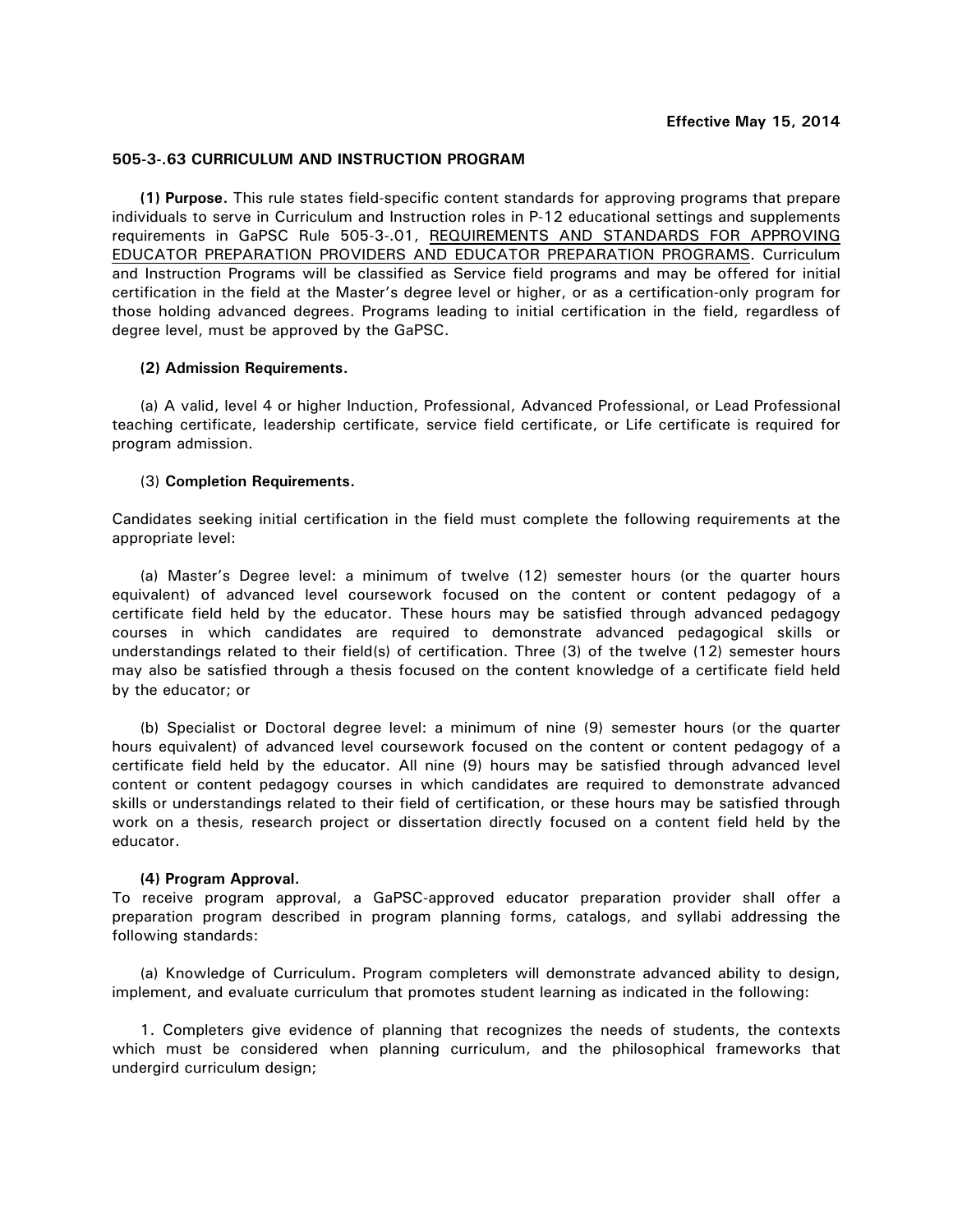**Effective May 15, 2014**

## 505-3-.63 CURRICULUM AND INSTRUCTION PROGRAM

**(1) Purpose.** This rule states field-specific content standards for approving programs that prepare individuals to serve in Curriculum and Instruction roles in P-12 educational settings and supplements requirements in GaPSC Rule 505-3-.01, REQUIREMENTS AND STANDARDS FOR APPROVING EDUCATOR PREPARATION PROVIDERS AND EDUCATOR PREPARATION PROGRAMS. Curriculum and Instruction Programs will be classified as Service field programs and may be offered for initial certification in the field at the Master's degree level or higher, or as a certification-only program for those holding advanced degrees. Programs leading to initial certification in the field, regardless of degree level, must be approved by the GaPSC.

**(2) Admission Requirements.**

(a) A valid, level 4 or higher Induction, Professional, Advanced Professional, or Lead Professional teaching certificate, leadership certificate, service field certificate, or Life certificate is required for program admission.

(3) **Completion Requirements.**

Candidates seeking initial certification in the field must complete the following requirements at the appropriate level:

(a) Master's Degree level: a minimum of twelve (12) semester hours (or the quarter hours equivalent) of advanced level coursework focused on the content or content pedagogy of a certificate field held by the educator. These hours may be satisfied through advanced pedagogy courses in which candidates are required to demonstrate advanced pedagogical skills or understandings related to their field(s) of certification. Three (3) of the twelve (12) semester hours may also be satisfied through a thesis focused on the content knowledge of a certificate field held by the educator; or

(b) Specialist or Doctoral degree level: a minimum of nine (9) semester hours (or the quarter hours equivalent) of advanced level coursework focused on the content or content pedagogy of a certificate field held by the educator. All nine (9) hours may be satisfied through advanced level content or content pedagogy courses in which candidates are required to demonstrate advanced skills or understandings related to their field of certification, or these hours may be satisfied through work on a thesis, research project or dissertation directly focused on a content field held by the educator.

**(4) Program Approval.**
To receive program approval, a GaPSC-approved educator preparation provider shall offer a preparation program described in program planning forms, catalogs, and syllabi addressing the following standards:

(a) Knowledge of Curriculum**.** Program completers will demonstrate advanced ability to design, implement, and evaluate curriculum that promotes student learning as indicated in the following:

1. Completers give evidence of planning that recognizes the needs of students, the contexts which must be considered when planning curriculum, and the philosophical frameworks that undergird curriculum design;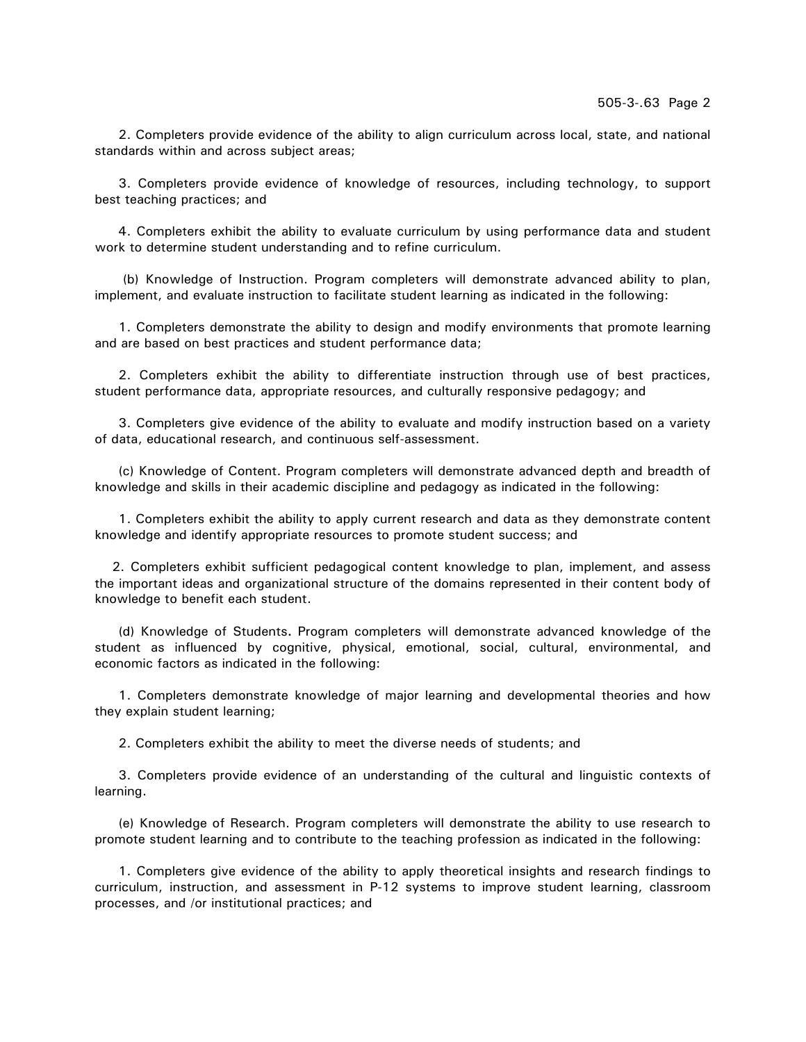2. Completers provide evidence of the ability to align curriculum across local, state, and national standards within and across subject areas;

3. Completers provide evidence of knowledge of resources, including technology, to support best teaching practices; and

4. Completers exhibit the ability to evaluate curriculum by using performance data and student work to determine student understanding and to refine curriculum.

(b) Knowledge of Instruction. Program completers will demonstrate advanced ability to plan, implement, and evaluate instruction to facilitate student learning as indicated in the following:

1. Completers demonstrate the ability to design and modify environments that promote learning and are based on best practices and student performance data;

2. Completers exhibit the ability to differentiate instruction through use of best practices, student performance data, appropriate resources, and culturally responsive pedagogy; and

3. Completers give evidence of the ability to evaluate and modify instruction based on a variety of data, educational research, and continuous self-assessment.

(c) Knowledge of Content. Program completers will demonstrate advanced depth and breadth of knowledge and skills in their academic discipline and pedagogy as indicated in the following:

1. Completers exhibit the ability to apply current research and data as they demonstrate content knowledge and identify appropriate resources to promote student success; and

2. Completers exhibit sufficient pedagogical content knowledge to plan, implement, and assess the important ideas and organizational structure of the domains represented in their content body of knowledge to benefit each student.

(d) Knowledge of Students**.** Program completers will demonstrate advanced knowledge of the student as influenced by cognitive, physical, emotional, social, cultural, environmental, and economic factors as indicated in the following:

1. Completers demonstrate knowledge of major learning and developmental theories and how they explain student learning;

2. Completers exhibit the ability to meet the diverse needs of students; and

3. Completers provide evidence of an understanding of the cultural and linguistic contexts of learning.

(e) Knowledge of Research. Program completers will demonstrate the ability to use research to promote student learning and to contribute to the teaching profession as indicated in the following:

1. Completers give evidence of the ability to apply theoretical insights and research findings to curriculum, instruction, and assessment in P-12 systems to improve student learning, classroom processes, and /or institutional practices; and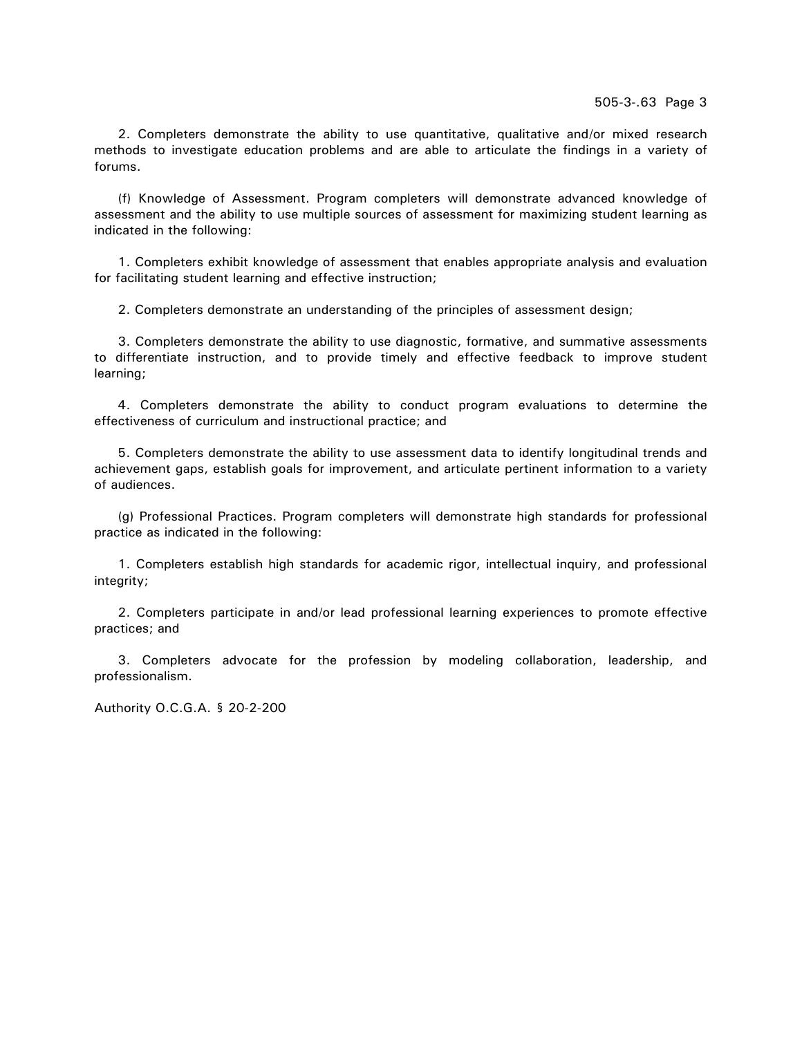2. Completers demonstrate the ability to use quantitative, qualitative and/or mixed research methods to investigate education problems and are able to articulate the findings in a variety of forums.

(f) Knowledge of Assessment. Program completers will demonstrate advanced knowledge of assessment and the ability to use multiple sources of assessment for maximizing student learning as indicated in the following:

1. Completers exhibit knowledge of assessment that enables appropriate analysis and evaluation for facilitating student learning and effective instruction;

2. Completers demonstrate an understanding of the principles of assessment design;

3. Completers demonstrate the ability to use diagnostic, formative, and summative assessments to differentiate instruction, and to provide timely and effective feedback to improve student learning;

4. Completers demonstrate the ability to conduct program evaluations to determine the effectiveness of curriculum and instructional practice; and

5. Completers demonstrate the ability to use assessment data to identify longitudinal trends and achievement gaps, establish goals for improvement, and articulate pertinent information to a variety of audiences.

(g) Professional Practices. Program completers will demonstrate high standards for professional practice as indicated in the following:

1. Completers establish high standards for academic rigor, intellectual inquiry, and professional integrity;

2. Completers participate in and/or lead professional learning experiences to promote effective practices; and

3. Completers advocate for the profession by modeling collaboration, leadership, and professionalism.

Authority O.C.G.A. § 20-2-200